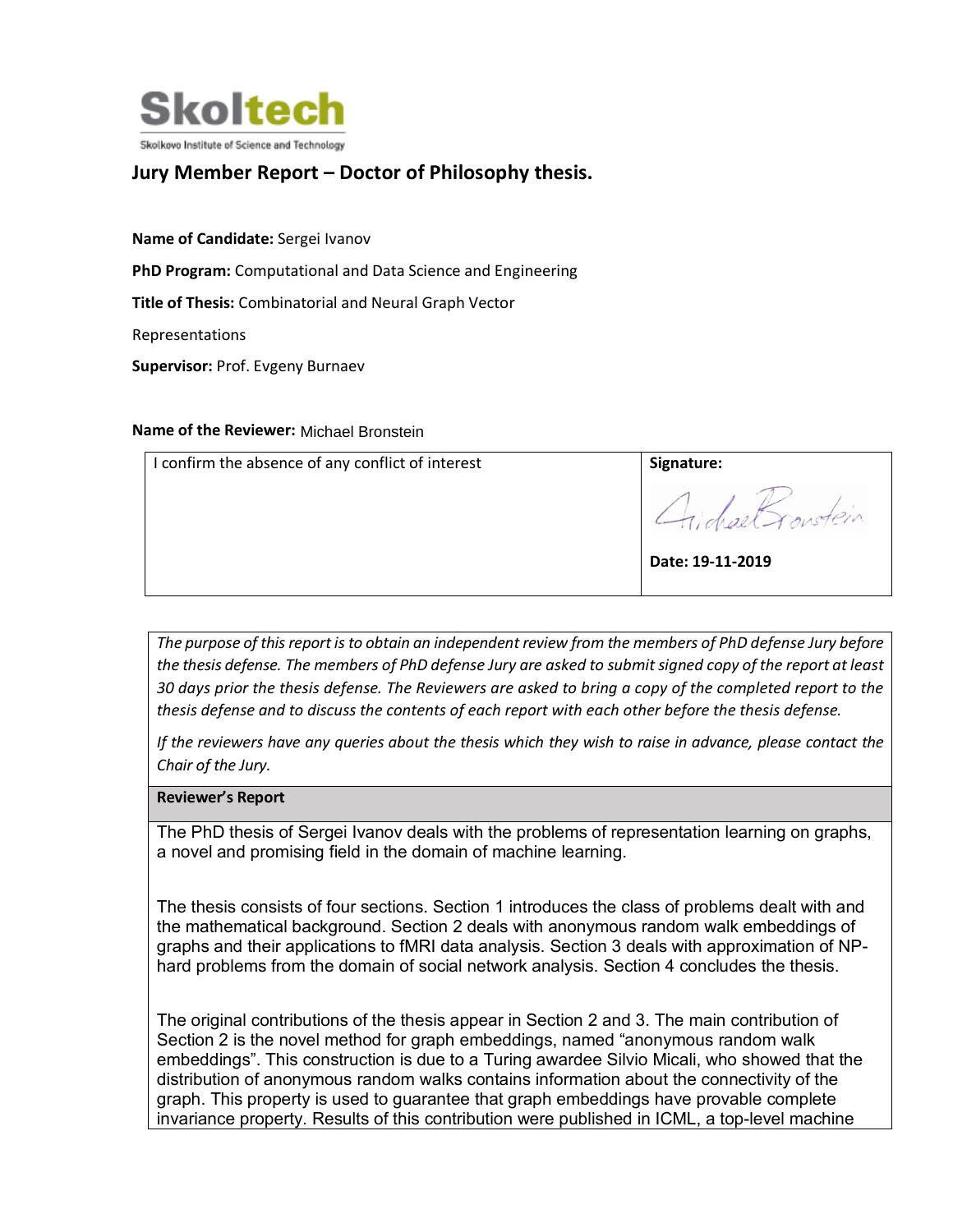Skoltech

Skolkovo Institute of Science and Technology

## Jury Member Report – Doctor of Philosophy thesis.

**Name of Candidate:** Sergei Ivanov

**PhD Program:** Computational and Data Science and Engineering

**Title of Thesis:** Combinatorial and Neural Graph Vector Representations

**Supervisor:** Prof. Evgeny Burnaev

**Name of the Reviewer:** Michael Bronstein

| I confirm the absence of any conflict of interest | **Signature:** Michael Bronstein<br><br>**Date: 19-11-2019** |
|---|---|

*The purpose of this report is to obtain an independent review from the members of PhD defense Jury before the thesis defense. The members of PhD defense Jury are asked to submit signed copy of the report at least 30 days prior the thesis defense. The Reviewers are asked to bring a copy of the completed report to the thesis defense and to discuss the contents of each report with each other before the thesis defense.*

*If the reviewers have any queries about the thesis which they wish to raise in advance, please contact the Chair of the Jury.*

**Reviewer's Report**

The PhD thesis of Sergei Ivanov deals with the problems of representation learning on graphs, a novel and promising field in the domain of machine learning.

The thesis consists of four sections. Section 1 introduces the class of problems dealt with and the mathematical background. Section 2 deals with anonymous random walk embeddings of graphs and their applications to fMRI data analysis. Section 3 deals with approximation of NP-hard problems from the domain of social network analysis. Section 4 concludes the thesis.

The original contributions of the thesis appear in Section 2 and 3. The main contribution of Section 2 is the novel method for graph embeddings, named "anonymous random walk embeddings". This construction is due to a Turing awardee Silvio Micali, who showed that the distribution of anonymous random walks contains information about the connectivity of the graph. This property is used to guarantee that graph embeddings have provable complete invariance property. Results of this contribution were published in ICML, a top-level machine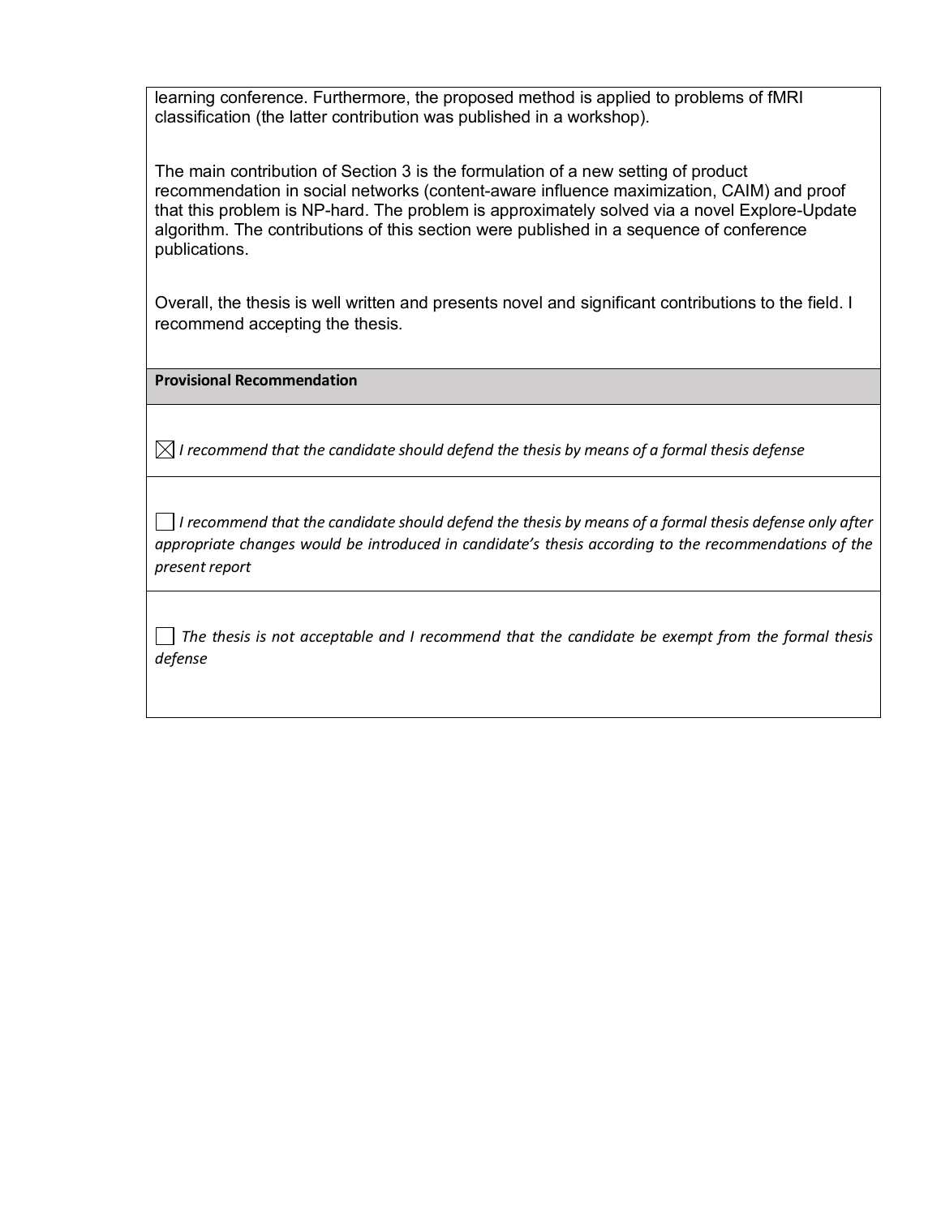learning conference. Furthermore, the proposed method is applied to problems of fMRI classification (the latter contribution was published in a workshop).

The main contribution of Section 3 is the formulation of a new setting of product recommendation in social networks (content-aware influence maximization, CAIM) and proof that this problem is NP-hard. The problem is approximately solved via a novel Explore-Update algorithm. The contributions of this section were published in a sequence of conference publications.

Overall, the thesis is well written and presents novel and significant contributions to the field. I recommend accepting the thesis.

**Provisional Recommendation**

☒ *I recommend that the candidate should defend the thesis by means of a formal thesis defense*

☐ *I recommend that the candidate should defend the thesis by means of a formal thesis defense only after appropriate changes would be introduced in candidate's thesis according to the recommendations of the present report*

☐ *The thesis is not acceptable and I recommend that the candidate be exempt from the formal thesis defense*